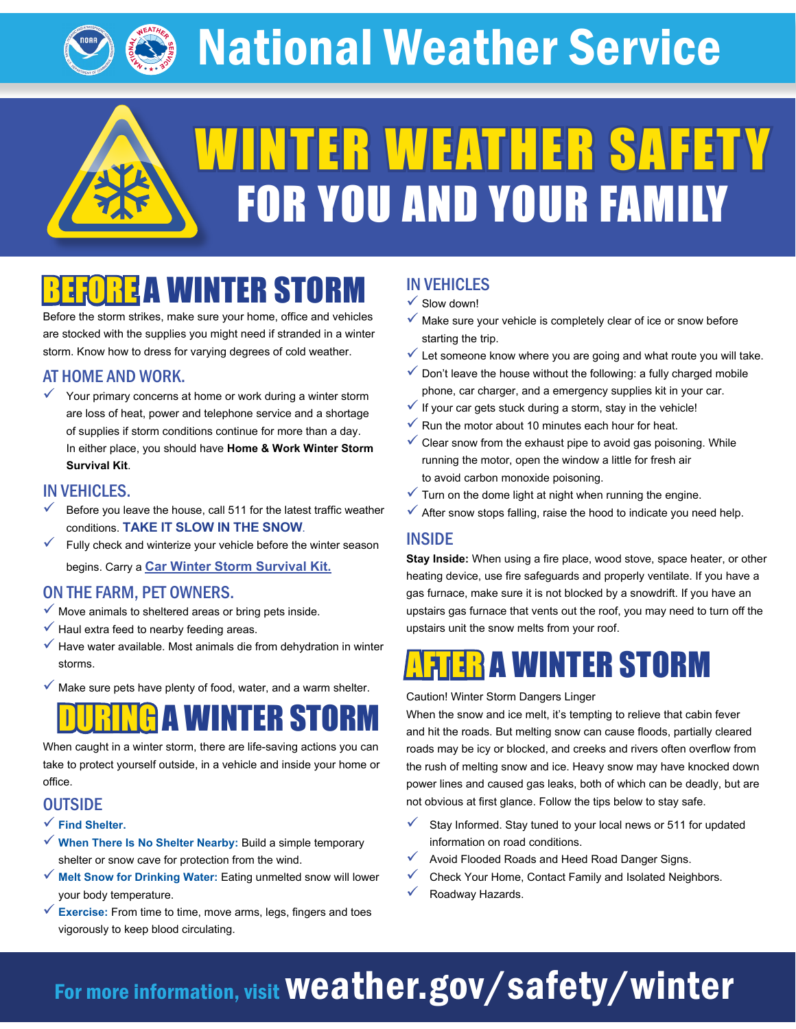# National Weather Service

# WINTER WEATHER SAFETY FOR YOU AND YOUR FAMILY

## BEFORE A WINTER STORM

Before the storm strikes, make sure your home, office and vehicles are stocked with the supplies you might need if stranded in a winter storm. Know how to dress for varying degrees of cold weather.

### AT HOME AND WORK.

- ✓ Your primary concerns at home or work during a winter storm are loss of heat, power and telephone service and a shortage of supplies if storm conditions continue for more than a day. In either place, you should have **Home & Work Winter Storm Survival Kit**.

### IN VEHICLES.

- ✓ Before you leave the house, call 511 for the latest traffic weather conditions. **TAKE IT SLOW IN THE SNOW**.
- ✓ Fully check and winterize your vehicle before the winter season begins. Carry a **Car Winter Storm Survival Kit.**

### ON THE FARM, PET OWNERS.

- ✓ Move animals to sheltered areas or bring pets inside.
- ✓ Haul extra feed to nearby feeding areas.
- ✓ Have water available. Most animals die from dehydration in winter storms.
- ✓ Make sure pets have plenty of food, water, and a warm shelter.

## DURING A WINTER STORM

When caught in a winter storm, there are life-saving actions you can take to protect yourself outside, in a vehicle and inside your home or office.

### OUTSIDE

- ✓ **Find Shelter.**
- ✓ **When There Is No Shelter Nearby:** Build a simple temporary shelter or snow cave for protection from the wind.
- ✓ **Melt Snow for Drinking Water:** Eating unmelted snow will lower your body temperature.
- ✓ **Exercise:** From time to time, move arms, legs, fingers and toes vigorously to keep blood circulating.

### IN VEHICLES

- ✓ Slow down!
- ✓ Make sure your vehicle is completely clear of ice or snow before starting the trip.
- ✓ Let someone know where you are going and what route you will take.
- ✓ Don't leave the house without the following: a fully charged mobile phone, car charger, and a emergency supplies kit in your car.
- ✓ If your car gets stuck during a storm, stay in the vehicle!
- ✓ Run the motor about 10 minutes each hour for heat.
- ✓ Clear snow from the exhaust pipe to avoid gas poisoning. While running the motor, open the window a little for fresh air to avoid carbon monoxide poisoning.
- ✓ Turn on the dome light at night when running the engine.
- ✓ After snow stops falling, raise the hood to indicate you need help.

### INSIDE

**Stay Inside:** When using a fire place, wood stove, space heater, or other heating device, use fire safeguards and properly ventilate. If you have a gas furnace, make sure it is not blocked by a snowdrift. If you have an upstairs gas furnace that vents out the roof, you may need to turn off the upstairs unit the snow melts from your roof.

## AFTER A WINTER STORM

Caution! Winter Storm Dangers Linger

When the snow and ice melt, it's tempting to relieve that cabin fever and hit the roads. But melting snow can cause floods, partially cleared roads may be icy or blocked, and creeks and rivers often overflow from the rush of melting snow and ice. Heavy snow may have knocked down power lines and caused gas leaks, both of which can be deadly, but are not obvious at first glance. Follow the tips below to stay safe.

- ✓ Stay Informed. Stay tuned to your local news or 511 for updated information on road conditions.
- ✓ Avoid Flooded Roads and Heed Road Danger Signs.
- ✓ Check Your Home, Contact Family and Isolated Neighbors.
- ✓ Roadway Hazards.

For more information, visit **weather.gov/safety/winter**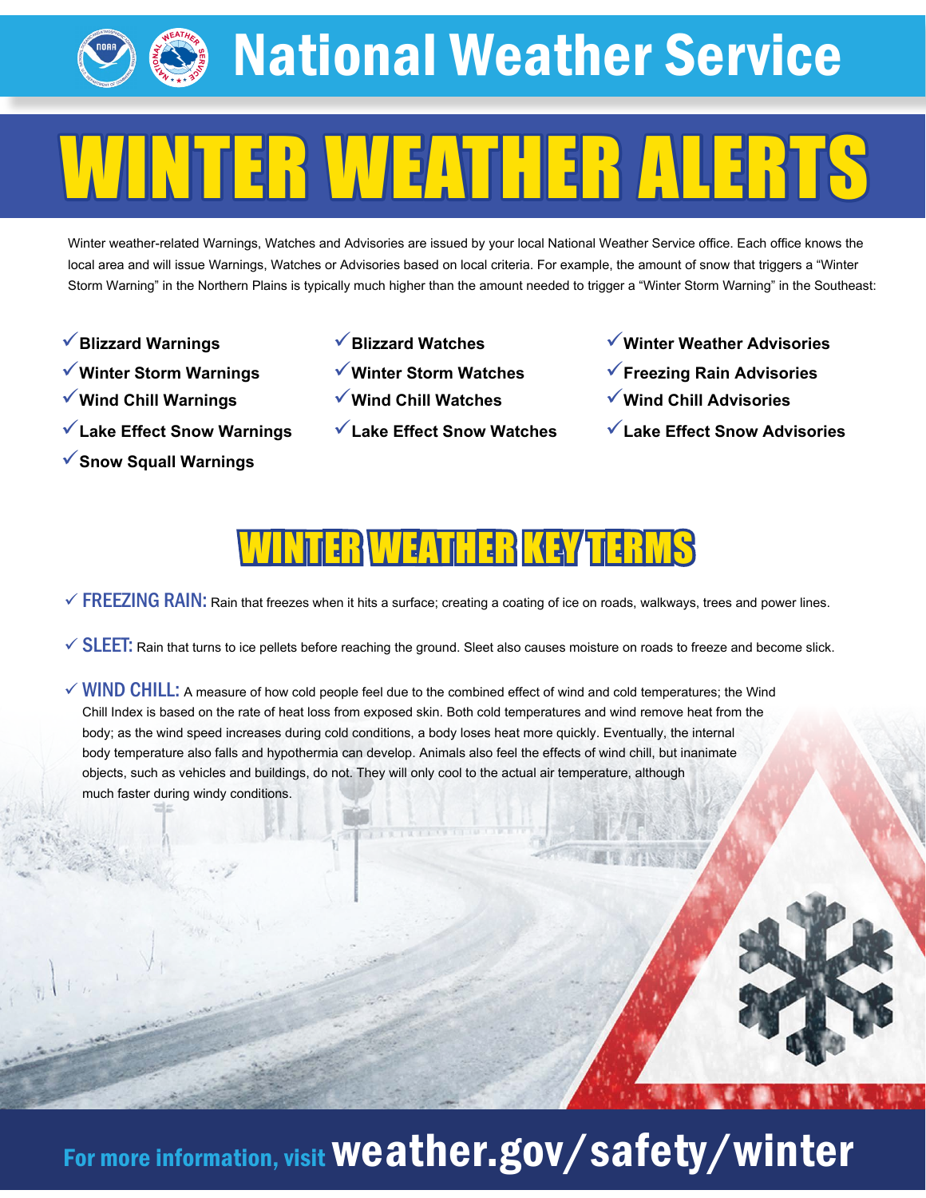National Weather Service

# WINTER WEATHER ALERTS

Winter weather-related Warnings, Watches and Advisories are issued by your local National Weather Service office. Each office knows the local area and will issue Warnings, Watches or Advisories based on local criteria. For example, the amount of snow that triggers a "Winter Storm Warning" in the Northern Plains is typically much higher than the amount needed to trigger a "Winter Storm Warning" in the Southeast:

- ✓ **Blizzard Warnings**
- ✓ **Winter Storm Warnings**
- ✓ **Wind Chill Warnings**
- ✓ **Lake Effect Snow Warnings**
- ✓ **Snow Squall Warnings**
- ✓ **Blizzard Watches**
- ✓ **Winter Storm Watches**
- ✓ **Wind Chill Watches**
- ✓ **Lake Effect Snow Watches**
- ✓ **Winter Weather Advisories**
- ✓ **Freezing Rain Advisories**
- ✓ **Wind Chill Advisories**
- ✓ **Lake Effect Snow Advisories**

## WINTER WEATHER KEY TERMS

- ✓ **FREEZING RAIN:** Rain that freezes when it hits a surface; creating a coating of ice on roads, walkways, trees and power lines.
- ✓ **SLEET:** Rain that turns to ice pellets before reaching the ground. Sleet also causes moisture on roads to freeze and become slick.
- ✓ **WIND CHILL:** A measure of how cold people feel due to the combined effect of wind and cold temperatures; the Wind Chill Index is based on the rate of heat loss from exposed skin. Both cold temperatures and wind remove heat from the body; as the wind speed increases during cold conditions, a body loses heat more quickly. Eventually, the internal body temperature also falls and hypothermia can develop. Animals also feel the effects of wind chill, but inanimate objects, such as vehicles and buildings, do not. They will only cool to the actual air temperature, although much faster during windy conditions.

For more information, visit **weather.gov/safety/winter**